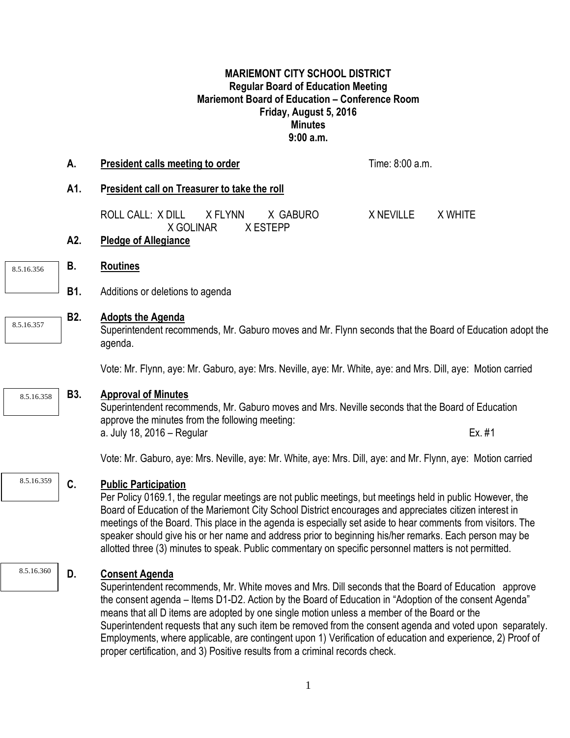**MARIEMONT CITY SCHOOL DISTRICT**
**Regular Board of Education Meeting**
**Mariemont Board of Education – Conference Room**
**Friday, August 5, 2016**
**Minutes**
**9:00 a.m.**

**A. President calls meeting to order** Time: 8:00 a.m.

**A1. President call on Treasurer to take the roll**

ROLL CALL: X DILL X FLYNN X GABURO X NEVILLE X WHITE
X GOLINAR X ESTEPP

**A2. Pledge of Allegiance**

8.5.16.356

**B. Routines**

**B1.** Additions or deletions to agenda

8.5.16.357

**B2. Adopts the Agenda**
Superintendent recommends, Mr. Gaburo moves and Mr. Flynn seconds that the Board of Education adopt the agenda.

Vote: Mr. Flynn, aye: Mr. Gaburo, aye: Mrs. Neville, aye: Mr. White, aye: and Mrs. Dill, aye: Motion carried

8.5.16.358

**B3. Approval of Minutes**
Superintendent recommends, Mr. Gaburo moves and Mrs. Neville seconds that the Board of Education approve the minutes from the following meeting:
a. July 18, 2016 – Regular Ex. #1

Vote: Mr. Gaburo, aye: Mrs. Neville, aye: Mr. White, aye: Mrs. Dill, aye: and Mr. Flynn, aye: Motion carried

8.5.16.359

**C. Public Participation**
Per Policy 0169.1, the regular meetings are not public meetings, but meetings held in public However, the Board of Education of the Mariemont City School District encourages and appreciates citizen interest in meetings of the Board. This place in the agenda is especially set aside to hear comments from visitors. The speaker should give his or her name and address prior to beginning his/her remarks. Each person may be allotted three (3) minutes to speak. Public commentary on specific personnel matters is not permitted.

8.5.16.360

**D. Consent Agenda**
Superintendent recommends, Mr. White moves and Mrs. Dill seconds that the Board of Education approve the consent agenda – Items D1-D2. Action by the Board of Education in "Adoption of the consent Agenda" means that all D items are adopted by one single motion unless a member of the Board or the Superintendent requests that any such item be removed from the consent agenda and voted upon separately. Employments, where applicable, are contingent upon 1) Verification of education and experience, 2) Proof of proper certification, and 3) Positive results from a criminal records check.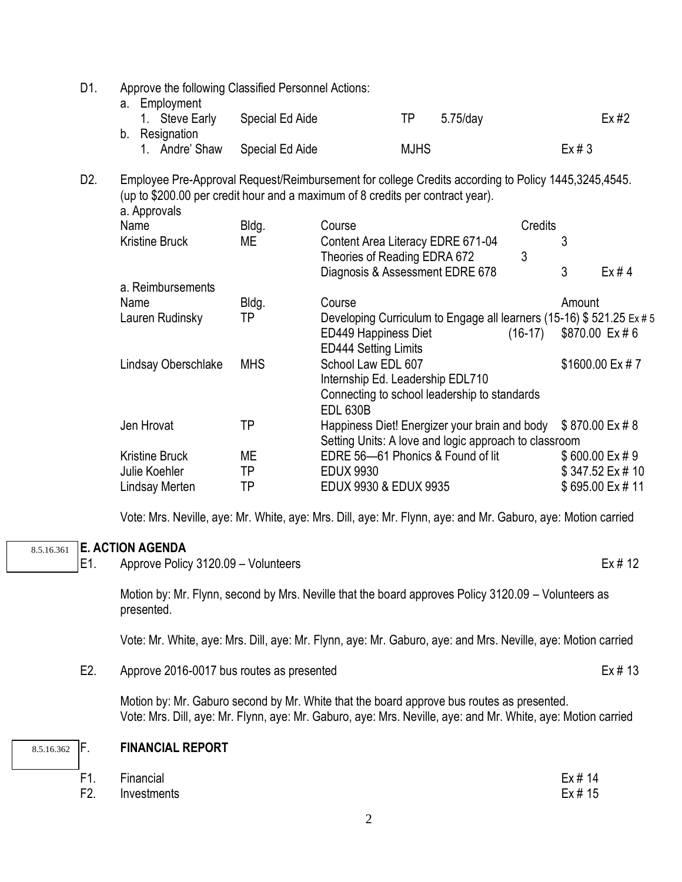D1. Approve the following Classified Personnel Actions:

a. Employment

| | | | | |
|---|---|---|---|---|
| 1. Steve Early | Special Ed Aide | TP | 5.75/day | Ex #2 |

b. Resignation

| | | | |
|---|---|---|---|
| 1. Andre' Shaw | Special Ed Aide | MJHS | Ex # 3 |

D2. Employee Pre-Approval Request/Reimbursement for college Credits according to Policy 1445,3245,4545. (up to $200.00 per credit hour and a maximum of 8 credits per contract year).

a. Approvals

| Name | Bldg. | Course | Credits | |
|---|---|---|---|---|
| Kristine Bruck | ME | Content Area Literacy EDRE 671-04 | 3 | |
| | | Theories of Reading EDRA 672 | 3 | |
| | | Diagnosis & Assessment EDRE 678 | 3 | Ex # 4 |

a. Reimbursements

| Name | Bldg. | Course | | Amount |
|---|---|---|---|---|
| Lauren Rudinsky | TP | Developing Curriculum to Engage all learners | (15-16) | $ 521.25 Ex # 5 |
| | | ED449 Happiness Diet | (16-17) | $870.00 Ex # 6 |
| | | ED444 Setting Limits | | |
| Lindsay Oberschlake | MHS | School Law EDL 607 | | $1600.00 Ex # 7 |
| | | Internship Ed. Leadership EDL710 | | |
| | | Connecting to school leadership to standards EDL 630B | | |
| Jen Hrovat | TP | Happiness Diet! Energizer your brain and body | | $ 870.00 Ex # 8 |
| | | Setting Units: A love and logic approach to classroom | | |
| Kristine Bruck | ME | EDRE 56—61 Phonics & Found of lit | | $ 600.00 Ex # 9 |
| Julie Koehler | TP | EDUX 9930 | | $ 347.52 Ex # 10 |
| Lindsay Merten | TP | EDUX 9930 & EDUX 9935 | | $ 695.00 Ex # 11 |

Vote: Mrs. Neville, aye: Mr. White, aye: Mrs. Dill, aye: Mr. Flynn, aye: and Mr. Gaburo, aye: Motion carried

8.5.16.361

## E. ACTION AGENDA

E1. Approve Policy 3120.09 – Volunteers Ex # 12

Motion by: Mr. Flynn, second by Mrs. Neville that the board approves Policy 3120.09 – Volunteers as presented.

Vote: Mr. White, aye: Mrs. Dill, aye: Mr. Flynn, aye: Mr. Gaburo, aye: and Mrs. Neville, aye: Motion carried

E2. Approve 2016-0017 bus routes as presented Ex # 13

Motion by: Mr. Gaburo second by Mr. White that the board approve bus routes as presented.
Vote: Mrs. Dill, aye: Mr. Flynn, aye: Mr. Gaburo, aye: Mrs. Neville, aye: and Mr. White, aye: Motion carried

8.5.16.362

## F. FINANCIAL REPORT

F1. Financial Ex # 14

F2. Investments Ex # 15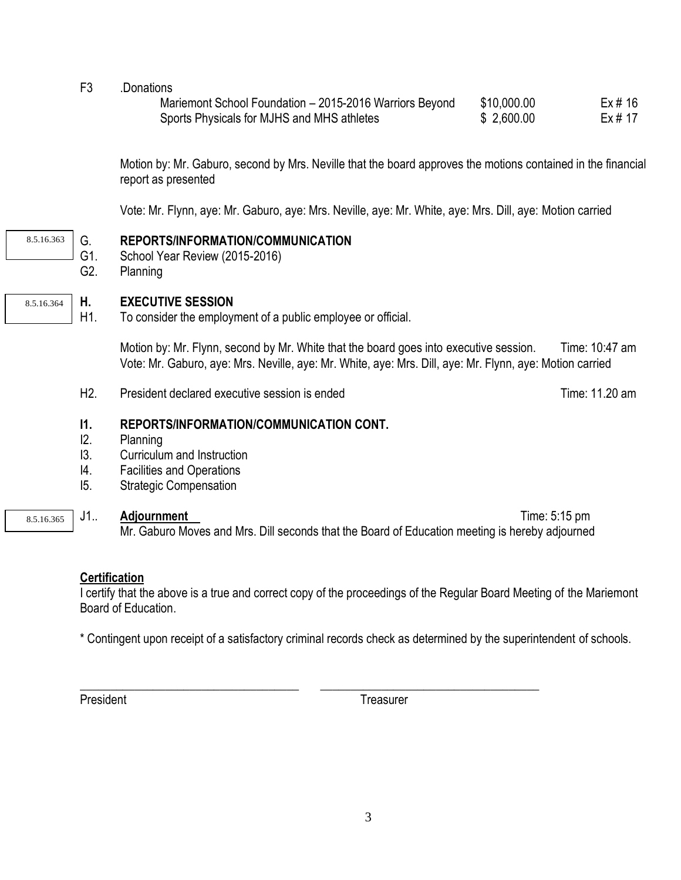F3 .Donations

| | | |
|---|---|---|
| Mariemont School Foundation – 2015-2016 Warriors Beyond | $10,000.00 | Ex # 16 |
| Sports Physicals for MJHS and MHS athletes | $ 2,600.00 | Ex # 17 |

Motion by: Mr. Gaburo, second by Mrs. Neville that the board approves the motions contained in the financial report as presented

Vote: Mr. Flynn, aye: Mr. Gaburo, aye: Mrs. Neville, aye: Mr. White, aye: Mrs. Dill, aye: Motion carried

8.5.16.363

**G. REPORTS/INFORMATION/COMMUNICATION**

G1. School Year Review (2015-2016)

G2. Planning

8.5.16.364

**H. EXECUTIVE SESSION**

H1. To consider the employment of a public employee or official.

Motion by: Mr. Flynn, second by Mr. White that the board goes into executive session. Time: 10:47 am

Vote: Mr. Gaburo, aye: Mrs. Neville, aye: Mr. White, aye: Mrs. Dill, aye: Mr. Flynn, aye: Motion carried

H2. President declared executive session is ended Time: 11.20 am

**I1. REPORTS/INFORMATION/COMMUNICATION CONT.**

I2. Planning

I3. Curriculum and Instruction

I4. Facilities and Operations

I5. Strategic Compensation

8.5.16.365

J1.. **Adjournment** Time: 5:15 pm

Mr. Gaburo Moves and Mrs. Dill seconds that the Board of Education meeting is hereby adjourned

**Certification**

I certify that the above is a true and correct copy of the proceedings of the Regular Board Meeting of the Mariemont Board of Education.

\* Contingent upon receipt of a satisfactory criminal records check as determined by the superintendent of schools.

\_\_\_\_\_\_\_\_\_\_\_\_\_\_\_\_\_\_\_\_\_\_\_\_\_\_\_\_\_\_\_\_\_\_\_\_ \_\_\_\_\_\_\_\_\_\_\_\_\_\_\_\_\_\_\_\_\_\_\_\_\_\_\_\_\_\_\_\_\_\_\_\_

President Treasurer